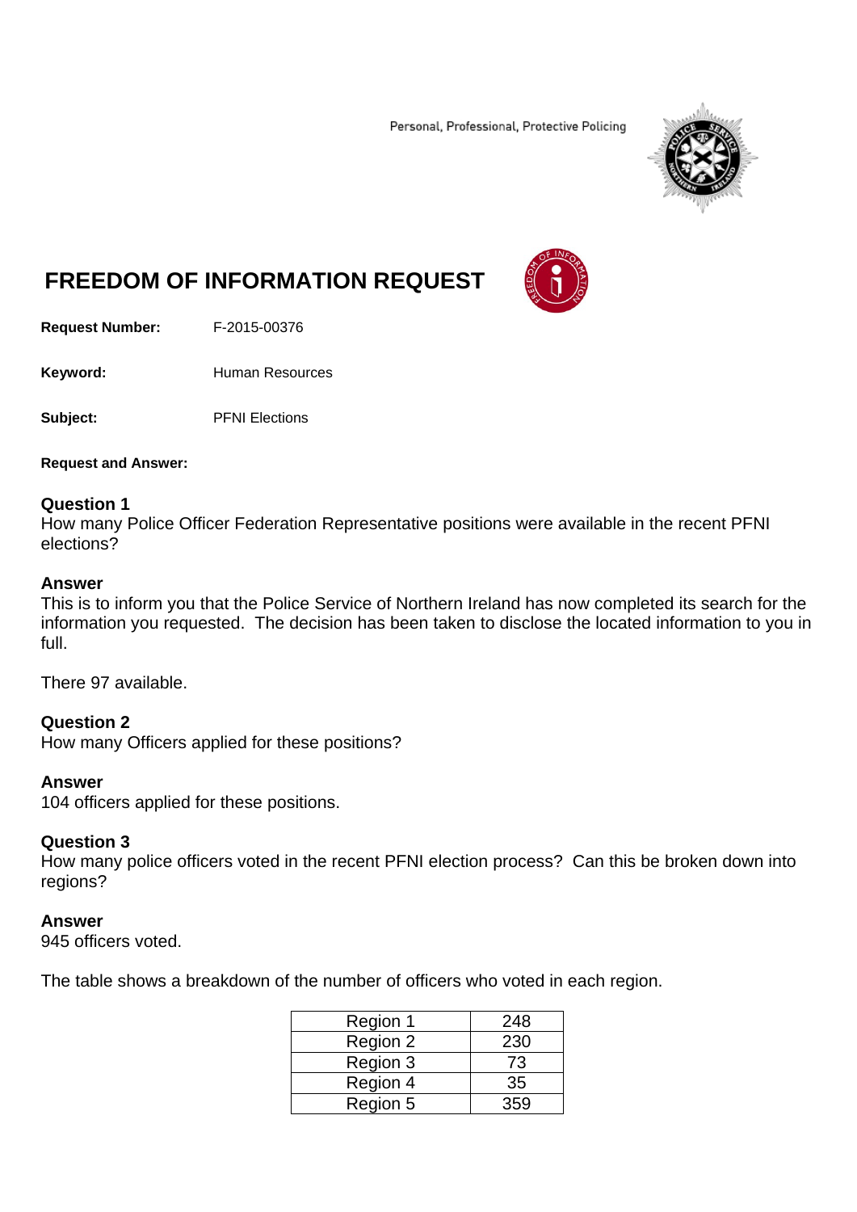Personal, Professional, Protective Policing

# FREEDOM OF INFORMATION REQUEST

**Request Number:** F-2015-00376

**Keyword:** Human Resources

**Subject:** PFNI Elections

**Request and Answer:**

**Question 1**
How many Police Officer Federation Representative positions were available in the recent PFNI elections?

**Answer**
This is to inform you that the Police Service of Northern Ireland has now completed its search for the information you requested. The decision has been taken to disclose the located information to you in full.

There 97 available.

**Question 2**
How many Officers applied for these positions?

**Answer**
104 officers applied for these positions.

**Question 3**
How many police officers voted in the recent PFNI election process? Can this be broken down into regions?

**Answer**
945 officers voted.

The table shows a breakdown of the number of officers who voted in each region.

| Region | Number |
|---|---|
| Region 1 | 248 |
| Region 2 | 230 |
| Region 3 | 73 |
| Region 4 | 35 |
| Region 5 | 359 |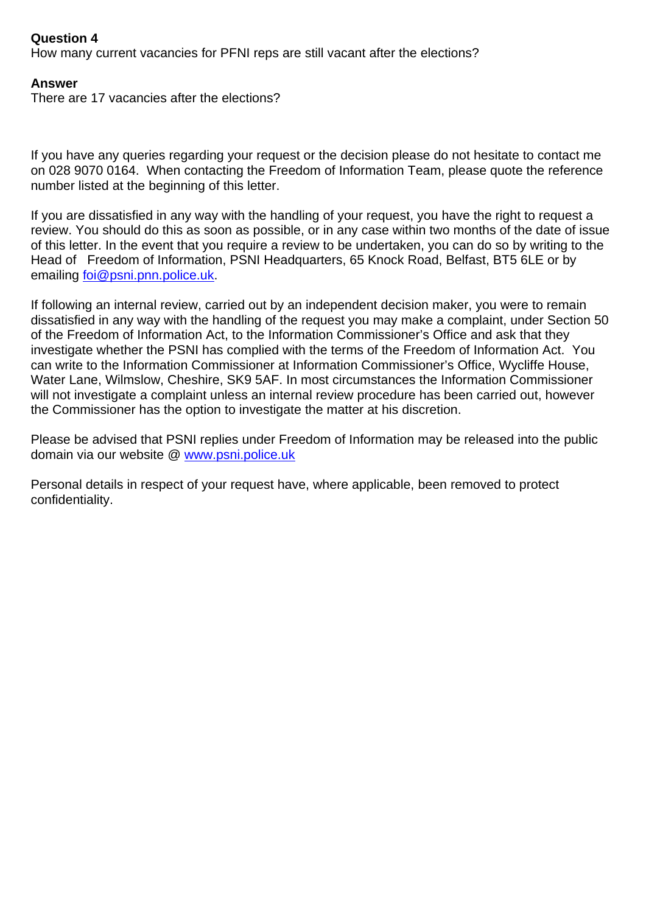**Question 4**
How many current vacancies for PFNI reps are still vacant after the elections?

**Answer**
There are 17 vacancies after the elections?

If you have any queries regarding your request or the decision please do not hesitate to contact me on 028 9070 0164. When contacting the Freedom of Information Team, please quote the reference number listed at the beginning of this letter.

If you are dissatisfied in any way with the handling of your request, you have the right to request a review. You should do this as soon as possible, or in any case within two months of the date of issue of this letter. In the event that you require a review to be undertaken, you can do so by writing to the Head of Freedom of Information, PSNI Headquarters, 65 Knock Road, Belfast, BT5 6LE or by emailing foi@psni.pnn.police.uk.

If following an internal review, carried out by an independent decision maker, you were to remain dissatisfied in any way with the handling of the request you may make a complaint, under Section 50 of the Freedom of Information Act, to the Information Commissioner's Office and ask that they investigate whether the PSNI has complied with the terms of the Freedom of Information Act. You can write to the Information Commissioner at Information Commissioner's Office, Wycliffe House, Water Lane, Wilmslow, Cheshire, SK9 5AF. In most circumstances the Information Commissioner will not investigate a complaint unless an internal review procedure has been carried out, however the Commissioner has the option to investigate the matter at his discretion.

Please be advised that PSNI replies under Freedom of Information may be released into the public domain via our website @ www.psni.police.uk

Personal details in respect of your request have, where applicable, been removed to protect confidentiality.